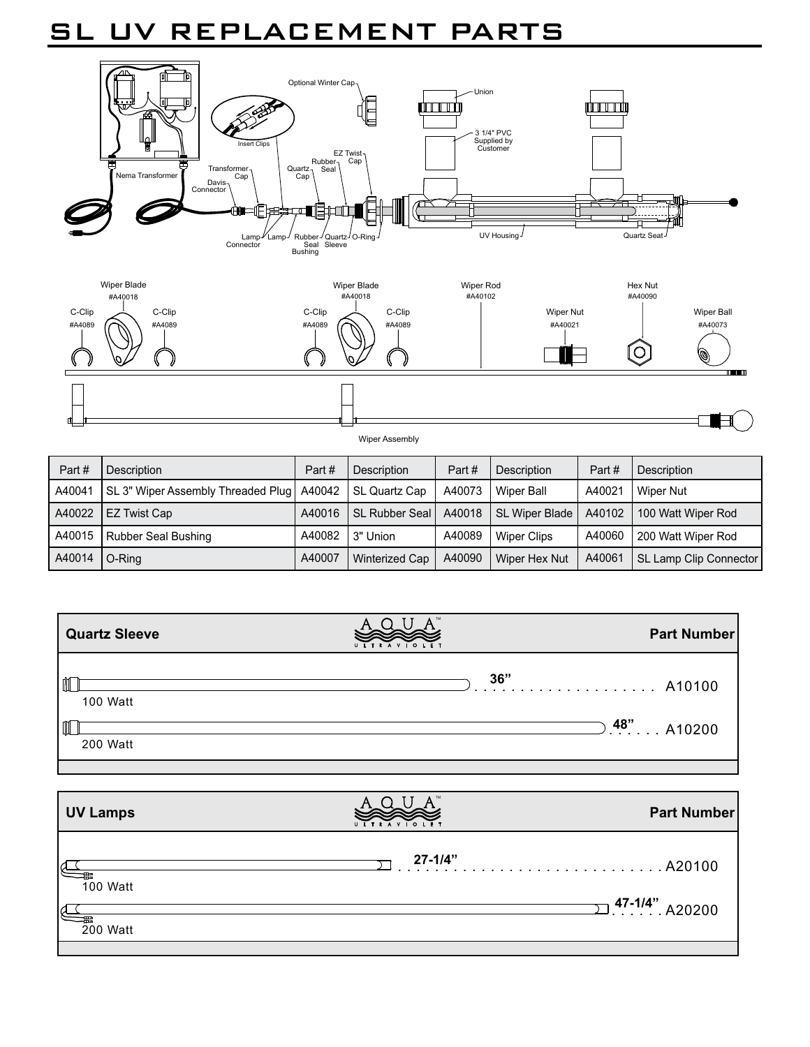# SL UV REPLACEMENT PARTS

| Part # | Description | Part # | Description | Part # | Description | Part # | Description |
|---|---|---|---|---|---|---|---|
| A40041 | SL 3" Wiper Assembly Threaded Plug | A40042 | SL Quartz Cap | A40073 | Wiper Ball | A40021 | Wiper Nut |
| A40022 | EZ Twist Cap | A40016 | SL Rubber Seal | A40018 | SL Wiper Blade | A40102 | 100 Watt Wiper Rod |
| A40015 | Rubber Seal Bushing | A40082 | 3" Union | A40089 | Wiper Clips | A40060 | 200 Watt Wiper Rod |
| A40014 | O-Ring | A40007 | Winterized Cap | A40090 | Wiper Hex Nut | A40061 | SL Lamp Clip Connector |

| Quartz Sleeve | | Part Number |
|---|---|---|
| 100 Watt | 36" | A10100 |
| 200 Watt | 48" | A10200 |

| UV Lamps | | Part Number |
|---|---|---|
| 100 Watt | 27-1/4" | A20100 |
| 200 Watt | 47-1/4" | A20200 |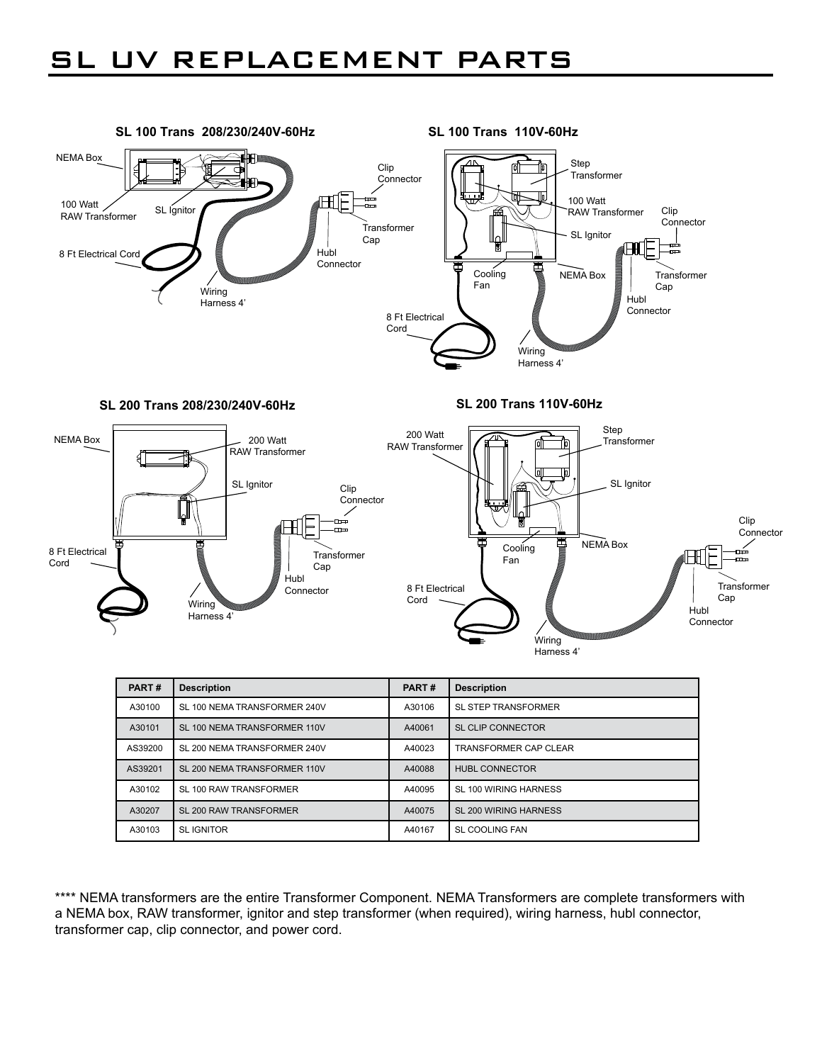# SL UV REPLACEMENT PARTS

SL 100 Trans 208/230/240V-60Hz

NEMA Box
100 Watt RAW Transformer
SL Ignitor
8 Ft Electrical Cord
Wiring Harness 4'
Hubl Connector
Transformer Cap
Clip Connector

SL 100 Trans 110V-60Hz

Step Transformer
100 Watt RAW Transformer
SL Ignitor
Clip Connector
Cooling Fan
NEMA Box
Transformer Cap
Hubl Connector
8 Ft Electrical Cord
Wiring Harness 4'

SL 200 Trans 208/230/240V-60Hz

NEMA Box
200 Watt RAW Transformer
SL Ignitor
Clip Connector
8 Ft Electrical Cord
Transformer Cap
Hubl Connector
Wiring Harness 4'

SL 200 Trans 110V-60Hz

200 Watt RAW Transformer
Step Transformer
SL Ignitor
Clip Connector
Cooling Fan
NEMA Box
Transformer Cap
8 Ft Electrical Cord
Hubl Connector
Wiring Harness 4'

| PART # | Description | PART # | Description |
|---|---|---|---|
| A30100 | SL 100 NEMA TRANSFORMER 240V | A30106 | SL STEP TRANSFORMER |
| A30101 | SL 100 NEMA TRANSFORMER 110V | A40061 | SL CLIP CONNECTOR |
| AS39200 | SL 200 NEMA TRANSFORMER 240V | A40023 | TRANSFORMER CAP CLEAR |
| AS39201 | SL 200 NEMA TRANSFORMER 110V | A40088 | HUBL CONNECTOR |
| A30102 | SL 100 RAW TRANSFORMER | A40095 | SL 100 WIRING HARNESS |
| A30207 | SL 200 RAW TRANSFORMER | A40075 | SL 200 WIRING HARNESS |
| A30103 | SL IGNITOR | A40167 | SL COOLING FAN |

**** NEMA transformers are the entire Transformer Component. NEMA Transformers are complete transformers with a NEMA box, RAW transformer, ignitor and step transformer (when required), wiring harness, hubl connector, transformer cap, clip connector, and power cord.